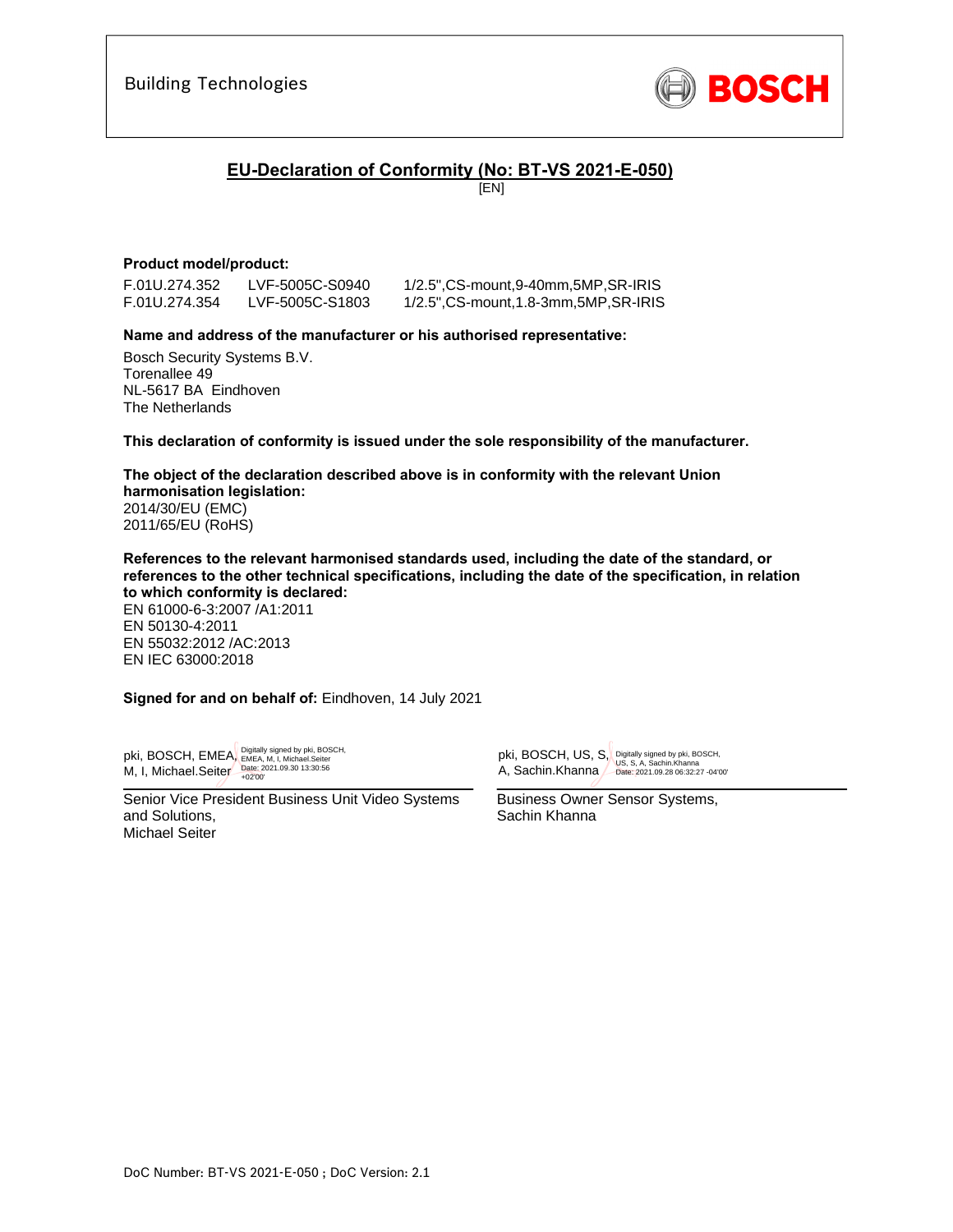Building Technologies

BOSCH

# EU-Declaration of Conformity (No: BT-VS 2021-E-050)

[EN]

**Product model/product:**

| | | |
|---|---|---|
| F.01U.274.352 | LVF-5005C-S0940 | 1/2.5",CS-mount,9-40mm,5MP,SR-IRIS |
| F.01U.274.354 | LVF-5005C-S1803 | 1/2.5",CS-mount,1.8-3mm,5MP,SR-IRIS |

**Name and address of the manufacturer or his authorised representative:**

Bosch Security Systems B.V.
Torenallee 49
NL-5617 BA Eindhoven
The Netherlands

**This declaration of conformity is issued under the sole responsibility of the manufacturer.**

**The object of the declaration described above is in conformity with the relevant Union harmonisation legislation:**
2014/30/EU (EMC)
2011/65/EU (RoHS)

**References to the relevant harmonised standards used, including the date of the standard, or references to the other technical specifications, including the date of the specification, in relation to which conformity is declared:**
EN 61000-6-3:2007 /A1:2011
EN 50130-4:2011
EN 55032:2012 /AC:2013
EN IEC 63000:2018

**Signed for and on behalf of:** Eindhoven, 14 July 2021

pki, BOSCH, EMEA, M, I, Michael.Seiter — Digitally signed by pki, BOSCH, EMEA, M, I, Michael.Seiter Date: 2021.09.30 13:30:56 +02'00'

Senior Vice President Business Unit Video Systems and Solutions,
Michael Seiter

pki, BOSCH, US, S, A, Sachin.Khanna — Digitally signed by pki, BOSCH, US, S, A, Sachin.Khanna Date: 2021.09.28 06:32:27 -04'00'

Business Owner Sensor Systems,
Sachin Khanna

DoC Number: BT-VS 2021-E-050 ; DoC Version: 2.1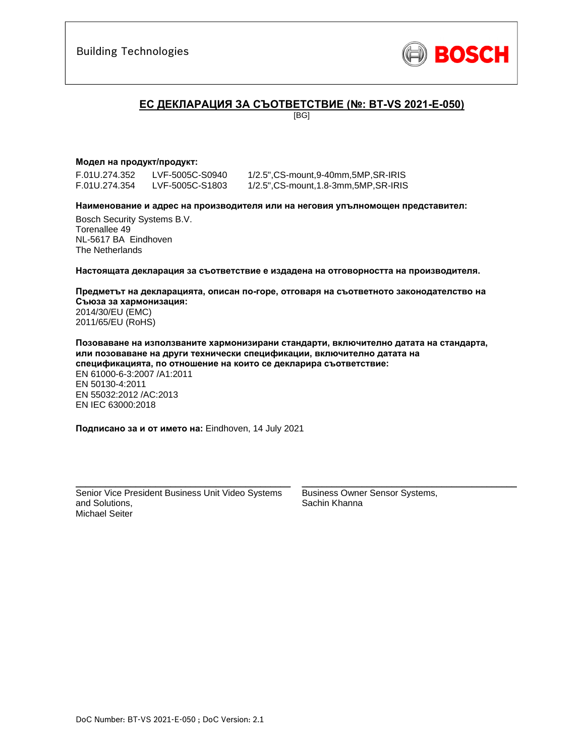Building Technologies

## ЕС ДЕКЛАРАЦИЯ ЗА СЪОТВЕТСТВИЕ (№: BT-VS 2021-E-050)

[BG]

**Модел на продукт/продукт:**

| | | |
|---|---|---|
| F.01U.274.352 | LVF-5005C-S0940 | 1/2.5",CS-mount,9-40mm,5MP,SR-IRIS |
| F.01U.274.354 | LVF-5005C-S1803 | 1/2.5",CS-mount,1.8-3mm,5MP,SR-IRIS |

**Наименование и адрес на производителя или на неговия упълномощен представител:**

Bosch Security Systems B.V.
Torenallee 49
NL-5617 BA Eindhoven
The Netherlands

**Настоящата декларация за съответствие е издадена на отговорността на производителя.**

**Предметът на декларацията, описан по-горе, отговаря на съответното законодателство на Съюза за хармонизация:**
2014/30/EU (EMC)
2011/65/EU (RoHS)

**Позоваване на използваните хармонизирани стандарти, включително датата на стандарта, или позоваване на други технически спецификации, включително датата на спецификацията, по отношение на които се декларира съответствие:**
EN 61000-6-3:2007 /A1:2011
EN 50130-4:2011
EN 55032:2012 /AC:2013
EN IEC 63000:2018

**Подписано за и от името на:** Eindhoven, 14 July 2021

\_\_\_\_\_\_\_\_\_\_\_\_\_\_\_\_\_\_\_\_\_\_\_\_\_\_\_\_\_\_\_\_\_\_
Senior Vice President Business Unit Video Systems and Solutions,
Michael Seiter

\_\_\_\_\_\_\_\_\_\_\_\_\_\_\_\_\_\_\_\_\_\_\_\_\_\_\_\_\_\_\_\_\_\_
Business Owner Sensor Systems,
Sachin Khanna

DoC Number: BT-VS 2021-E-050 ; DoC Version: 2.1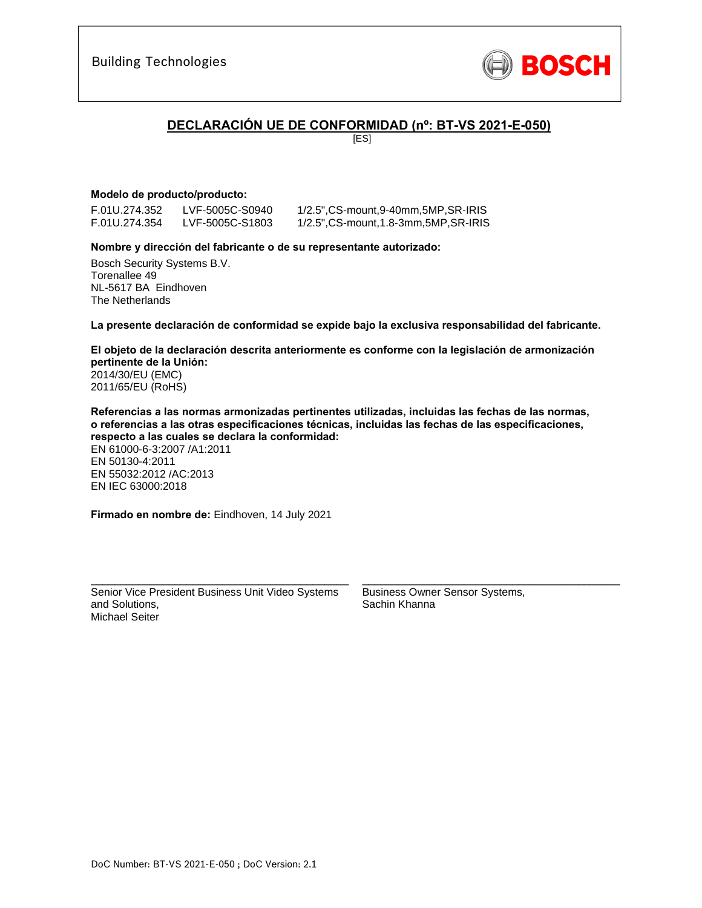Building Technologies

BOSCH

## DECLARACIÓN UE DE CONFORMIDAD (nº: BT-VS 2021-E-050)

[ES]

**Modelo de producto/producto:**

| | | |
|---|---|---|
| F.01U.274.352 | LVF-5005C-S0940 | 1/2.5",CS-mount,9-40mm,5MP,SR-IRIS |
| F.01U.274.354 | LVF-5005C-S1803 | 1/2.5",CS-mount,1.8-3mm,5MP,SR-IRIS |

**Nombre y dirección del fabricante o de su representante autorizado:**

Bosch Security Systems B.V.
Torenallee 49
NL-5617 BA Eindhoven
The Netherlands

**La presente declaración de conformidad se expide bajo la exclusiva responsabilidad del fabricante.**

**El objeto de la declaración descrita anteriormente es conforme con la legislación de armonización pertinente de la Unión:**
2014/30/EU (EMC)
2011/65/EU (RoHS)

**Referencias a las normas armonizadas pertinentes utilizadas, incluidas las fechas de las normas, o referencias a las otras especificaciones técnicas, incluidas las fechas de las especificaciones, respecto a las cuales se declara la conformidad:**
EN 61000-6-3:2007 /A1:2011
EN 50130-4:2011
EN 55032:2012 /AC:2013
EN IEC 63000:2018

**Firmado en nombre de:** Eindhoven, 14 July 2021

Senior Vice President Business Unit Video Systems and Solutions,
Michael Seiter

Business Owner Sensor Systems,
Sachin Khanna

DoC Number: BT-VS 2021-E-050 ; DoC Version: 2.1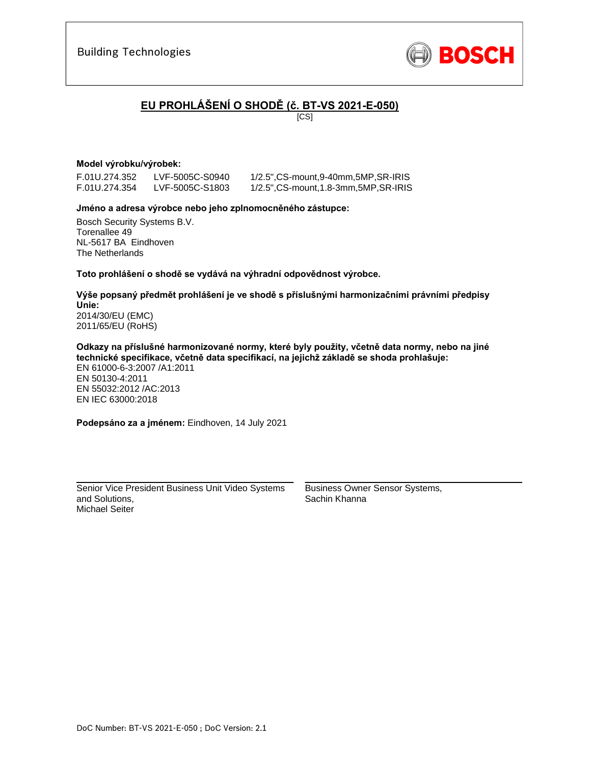Building Technologies

**BOSCH**

## EU PROHLÁŠENÍ O SHODĚ (č. BT-VS 2021-E-050)

[CS]

**Model výrobku/výrobek:**

| | | |
|---|---|---|
| F.01U.274.352 | LVF-5005C-S0940 | 1/2.5",CS-mount,9-40mm,5MP,SR-IRIS |
| F.01U.274.354 | LVF-5005C-S1803 | 1/2.5",CS-mount,1.8-3mm,5MP,SR-IRIS |

**Jméno a adresa výrobce nebo jeho zplnomocněného zástupce:**

Bosch Security Systems B.V.
Torenallee 49
NL-5617 BA Eindhoven
The Netherlands

**Toto prohlášení o shodě se vydává na výhradní odpovědnost výrobce.**

**Výše popsaný předmět prohlášení je ve shodě s příslušnými harmonizačními právními předpisy Unie:**
2014/30/EU (EMC)
2011/65/EU (RoHS)

**Odkazy na příslušné harmonizované normy, které byly použity, včetně data normy, nebo na jiné technické specifikace, včetně data specifikací, na jejichž základě se shoda prohlašuje:**
EN 61000-6-3:2007 /A1:2011
EN 50130-4:2011
EN 55032:2012 /AC:2013
EN IEC 63000:2018

**Podepsáno za a jménem:** Eindhoven, 14 July 2021

Senior Vice President Business Unit Video Systems and Solutions,
Michael Seiter

Business Owner Sensor Systems,
Sachin Khanna

DoC Number: BT-VS 2021-E-050 ; DoC Version: 2.1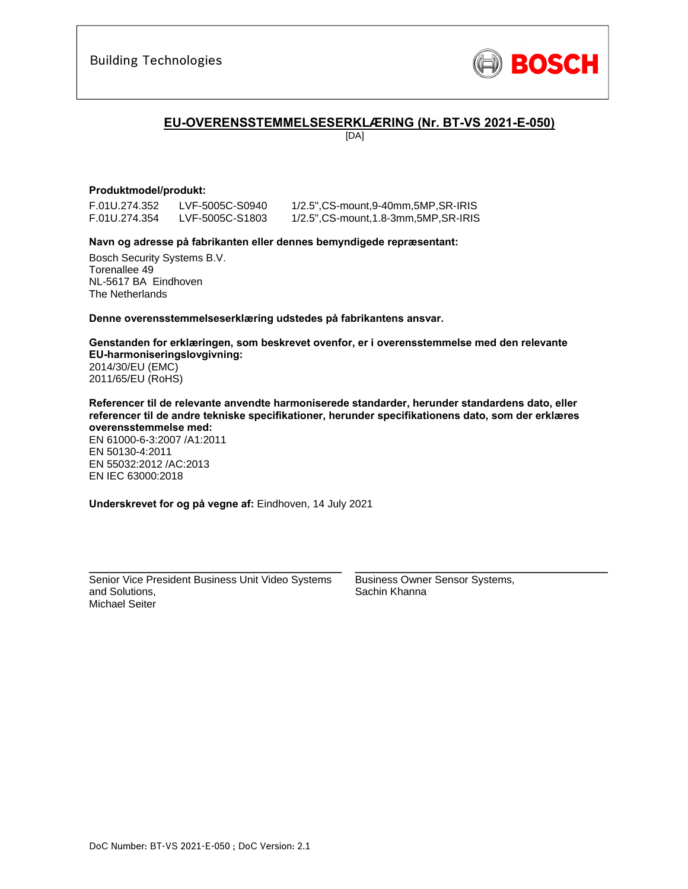Building Technologies

BOSCH

# EU-OVERENSSTEMMELSESERKLÆRING (Nr. BT-VS 2021-E-050)

[DA]

**Produktmodel/produkt:**

| | | |
|---|---|---|
| F.01U.274.352 | LVF-5005C-S0940 | 1/2.5",CS-mount,9-40mm,5MP,SR-IRIS |
| F.01U.274.354 | LVF-5005C-S1803 | 1/2.5",CS-mount,1.8-3mm,5MP,SR-IRIS |

**Navn og adresse på fabrikanten eller dennes bemyndigede repræsentant:**

Bosch Security Systems B.V.
Torenallee 49
NL-5617 BA Eindhoven
The Netherlands

**Denne overensstemmelseserklæring udstedes på fabrikantens ansvar.**

**Genstanden for erklæringen, som beskrevet ovenfor, er i overensstemmelse med den relevante EU-harmoniseringslovgivning:**
2014/30/EU (EMC)
2011/65/EU (RoHS)

**Referencer til de relevante anvendte harmoniserede standarder, herunder standardens dato, eller referencer til de andre tekniske specifikationer, herunder specifikationens dato, som der erklæres overensstemmelse med:**
EN 61000-6-3:2007 /A1:2011
EN 50130-4:2011
EN 55032:2012 /AC:2013
EN IEC 63000:2018

**Underskrevet for og på vegne af:** Eindhoven, 14 July 2021

Senior Vice President Business Unit Video Systems and Solutions,
Michael Seiter

Business Owner Sensor Systems,
Sachin Khanna

DoC Number: BT-VS 2021-E-050 ; DoC Version: 2.1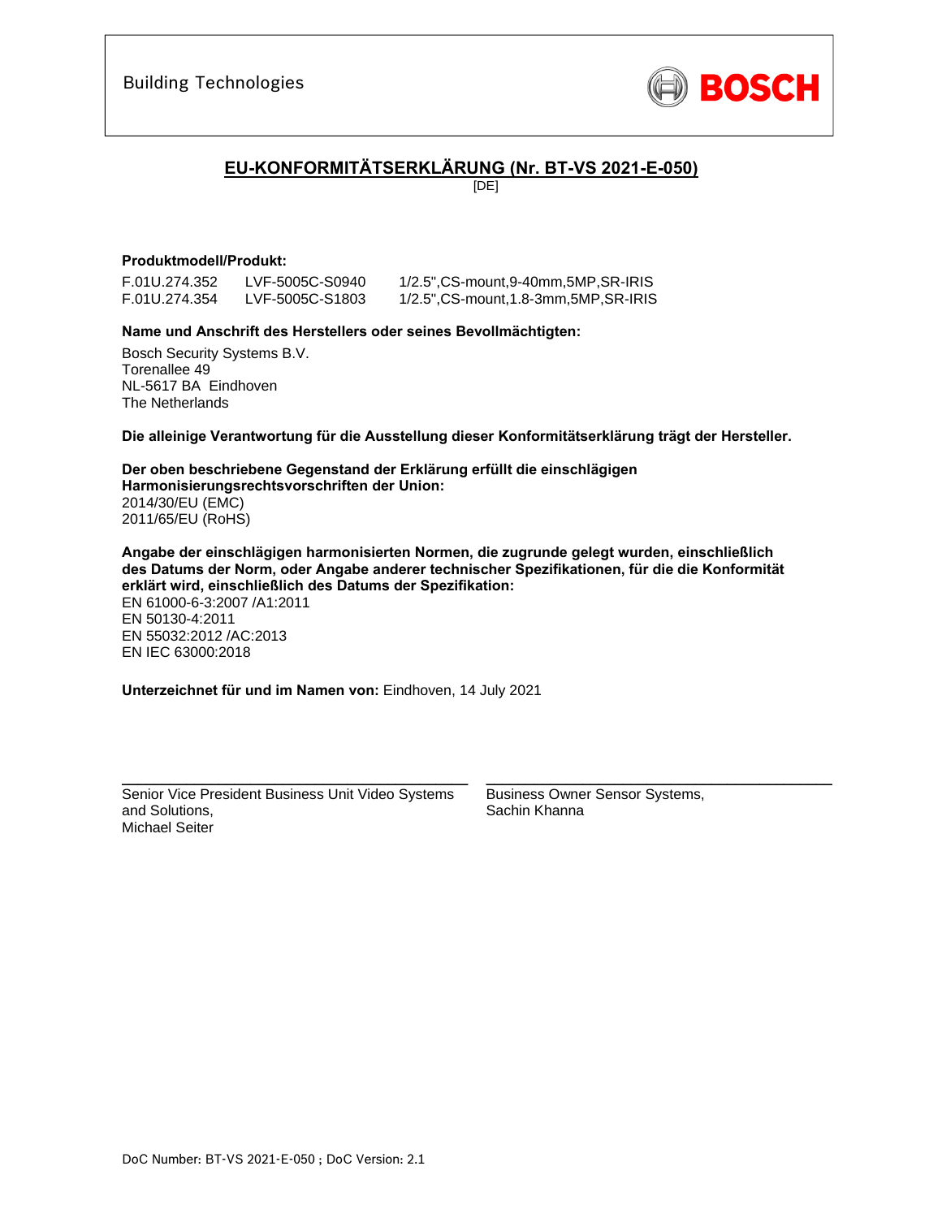Building Technologies

BOSCH

# EU-KONFORMITÄTSERKLÄRUNG (Nr. BT-VS 2021-E-050)

[DE]

**Produktmodell/Produkt:**

| | | |
|---|---|---|
| F.01U.274.352 | LVF-5005C-S0940 | 1/2.5",CS-mount,9-40mm,5MP,SR-IRIS |
| F.01U.274.354 | LVF-5005C-S1803 | 1/2.5",CS-mount,1.8-3mm,5MP,SR-IRIS |

**Name und Anschrift des Herstellers oder seines Bevollmächtigten:**

Bosch Security Systems B.V.
Torenallee 49
NL-5617 BA Eindhoven
The Netherlands

**Die alleinige Verantwortung für die Ausstellung dieser Konformitätserklärung trägt der Hersteller.**

**Der oben beschriebene Gegenstand der Erklärung erfüllt die einschlägigen Harmonisierungsrechtsvorschriften der Union:**
2014/30/EU (EMC)
2011/65/EU (RoHS)

**Angabe der einschlägigen harmonisierten Normen, die zugrunde gelegt wurden, einschließlich des Datums der Norm, oder Angabe anderer technischer Spezifikationen, für die die Konformität erklärt wird, einschließlich des Datums der Spezifikation:**
EN 61000-6-3:2007 /A1:2011
EN 50130-4:2011
EN 55032:2012 /AC:2013
EN IEC 63000:2018

**Unterzeichnet für und im Namen von:** Eindhoven, 14 July 2021

Senior Vice President Business Unit Video Systems and Solutions,
Michael Seiter

Business Owner Sensor Systems,
Sachin Khanna

DoC Number: BT-VS 2021-E-050 ; DoC Version: 2.1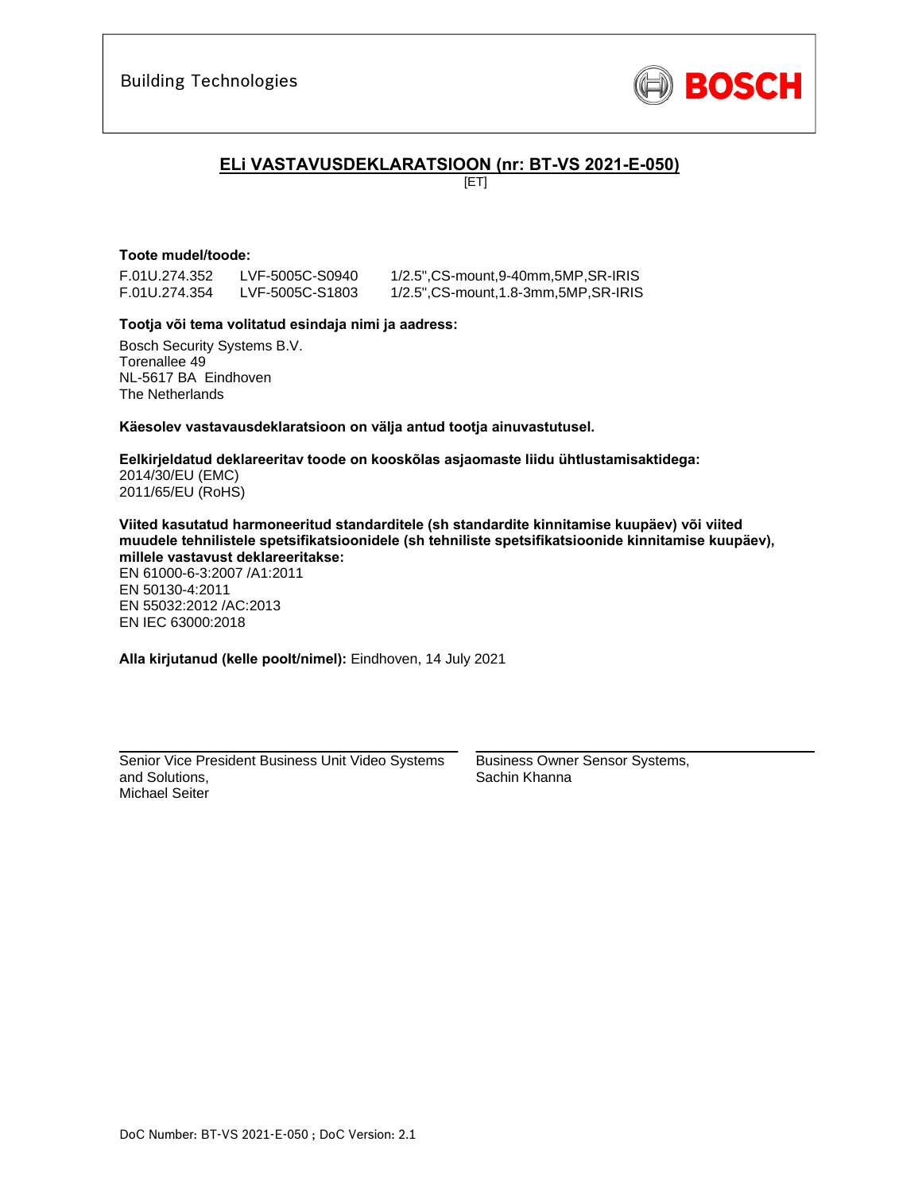Building Technologies

BOSCH

## ELi VASTAVUSDEKLARATSIOON (nr: BT-VS 2021-E-050)

[ET]

**Toote mudel/toode:**

| F.01U.274.352 | LVF-5005C-S0940 | 1/2.5",CS-mount,9-40mm,5MP,SR-IRIS |
|---|---|---|
| F.01U.274.354 | LVF-5005C-S1803 | 1/2.5",CS-mount,1.8-3mm,5MP,SR-IRIS |

**Tootja või tema volitatud esindaja nimi ja aadress:**

Bosch Security Systems B.V.
Torenallee 49
NL-5617 BA Eindhoven
The Netherlands

**Käesolev vastavausdeklaratsioon on välja antud tootja ainuvastutusel.**

**Eelkirjeldatud deklareeritav toode on kooskõlas asjaomaste liidu ühtlustamisaktidega:**
2014/30/EU (EMC)
2011/65/EU (RoHS)

**Viited kasutatud harmoneeritud standarditele (sh standardite kinnitamise kuupäev) või viited muudele tehnilistele spetsifikatsioonidele (sh tehniliste spetsifikatsioonide kinnitamise kuupäev), millele vastavust deklareeritakse:**
EN 61000-6-3:2007 /A1:2011
EN 50130-4:2011
EN 55032:2012 /AC:2013
EN IEC 63000:2018

**Alla kirjutanud (kelle poolt/nimel):** Eindhoven, 14 July 2021

Senior Vice President Business Unit Video Systems and Solutions,
Michael Seiter

Business Owner Sensor Systems,
Sachin Khanna

DoC Number: BT-VS 2021-E-050 ; DoC Version: 2.1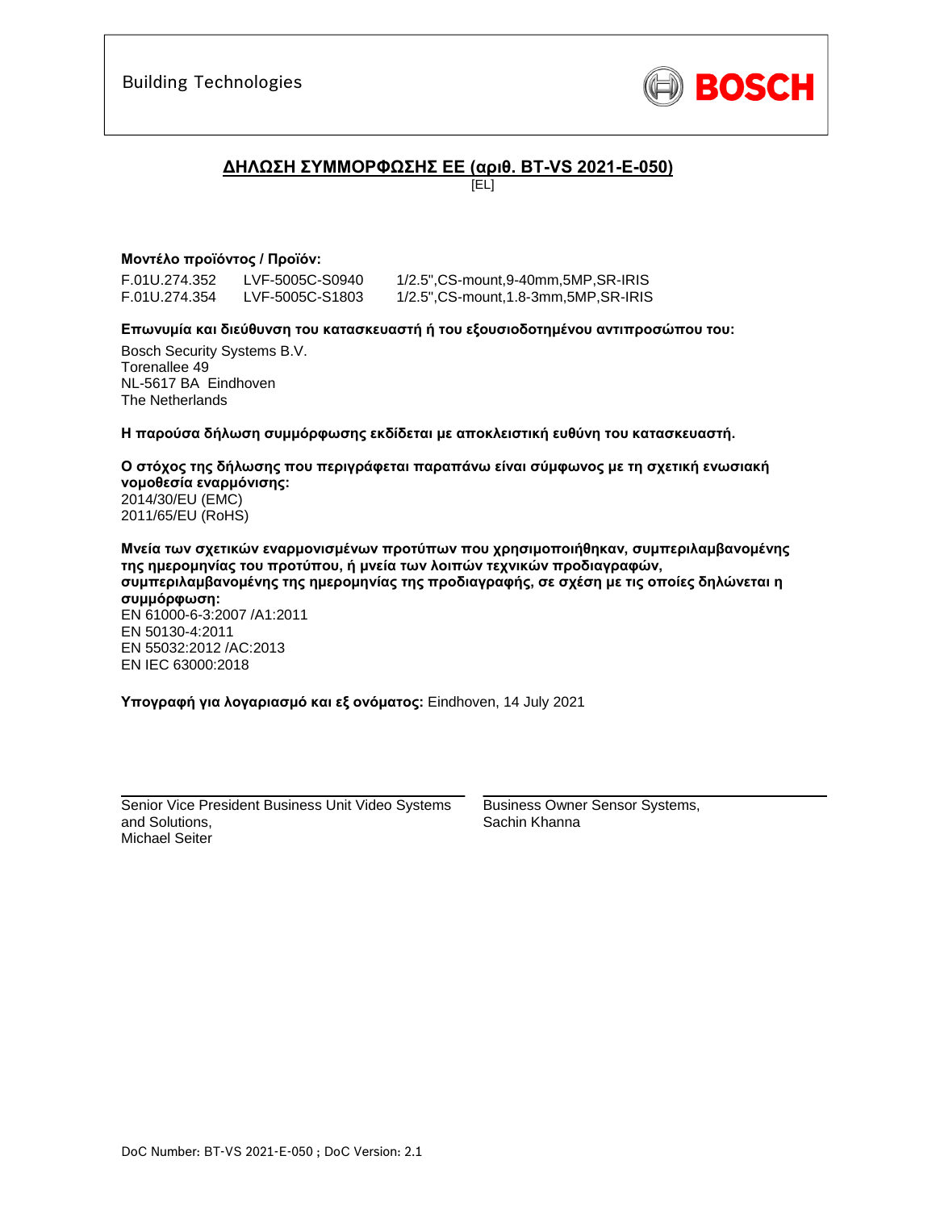Building Technologies

BOSCH

## ΔΗΛΩΣΗ ΣΥΜΜΟΡΦΩΣΗΣ ΕΕ (αριθ. BT-VS 2021-E-050)

[EL]

**Μοντέλο προϊόντος / Προϊόν:**

| | | |
|---|---|---|
| F.01U.274.352 | LVF-5005C-S0940 | 1/2.5",CS-mount,9-40mm,5MP,SR-IRIS |
| F.01U.274.354 | LVF-5005C-S1803 | 1/2.5",CS-mount,1.8-3mm,5MP,SR-IRIS |

**Επωνυμία και διεύθυνση του κατασκευαστή ή του εξουσιοδοτημένου αντιπροσώπου του:**

Bosch Security Systems B.V.
Torenallee 49
NL-5617 BA Eindhoven
The Netherlands

**Η παρούσα δήλωση συμμόρφωσης εκδίδεται με αποκλειστική ευθύνη του κατασκευαστή.**

**Ο στόχος της δήλωσης που περιγράφεται παραπάνω είναι σύμφωνος με τη σχετική ενωσιακή νομοθεσία εναρμόνισης:**
2014/30/EU (EMC)
2011/65/EU (RoHS)

**Μνεία των σχετικών εναρμονισμένων προτύπων που χρησιμοποιήθηκαν, συμπεριλαμβανομένης της ημερομηνίας του προτύπου, ή μνεία των λοιπών τεχνικών προδιαγραφών, συμπεριλαμβανομένης της ημερομηνίας της προδιαγραφής, σε σχέση με τις οποίες δηλώνεται η συμμόρφωση:**
EN 61000-6-3:2007 /A1:2011
EN 50130-4:2011
EN 55032:2012 /AC:2013
EN IEC 63000:2018

**Υπογραφή για λογαριασμό και εξ ονόματος:** Eindhoven, 14 July 2021

Senior Vice President Business Unit Video Systems and Solutions,
Michael Seiter

Business Owner Sensor Systems,
Sachin Khanna

DoC Number: BT-VS 2021-E-050 ; DoC Version: 2.1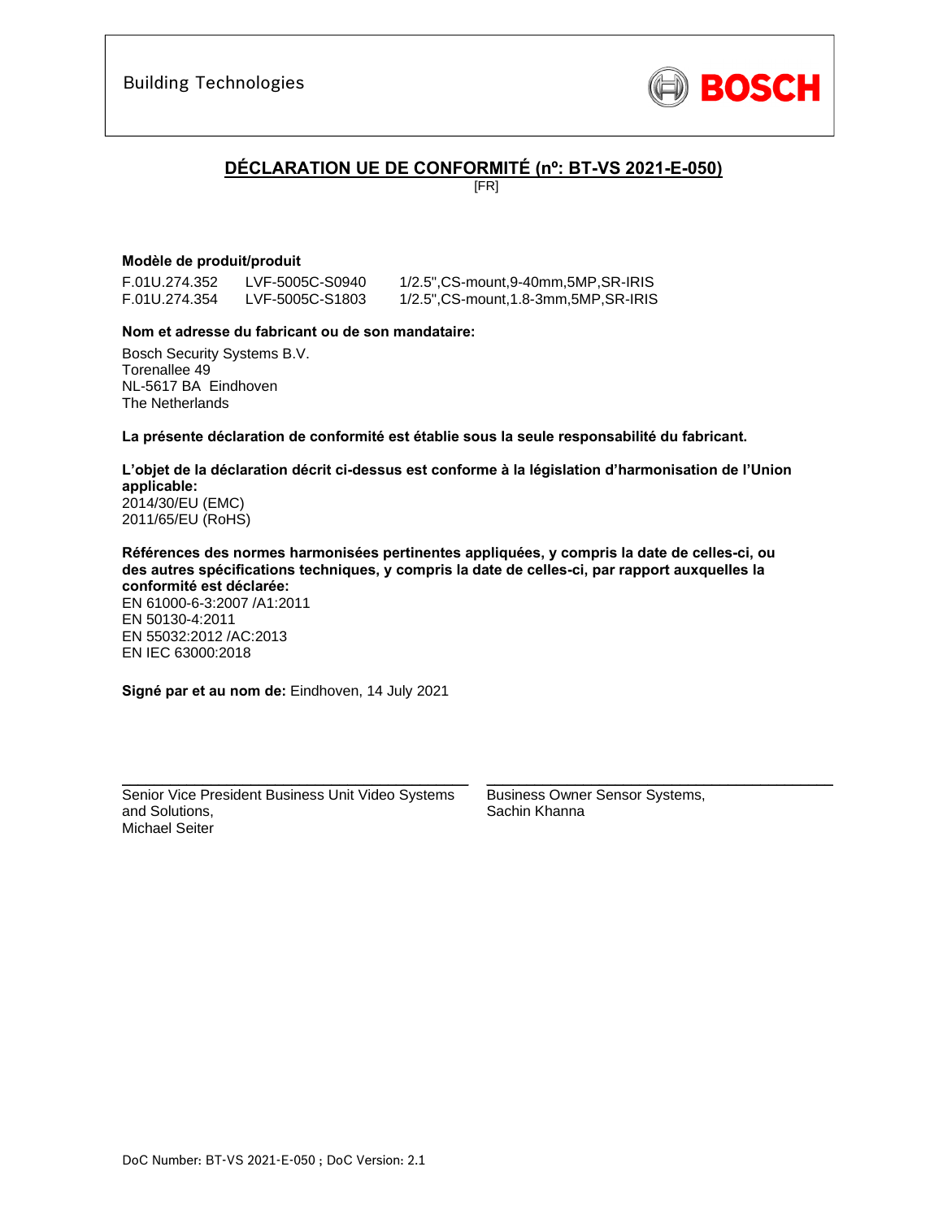Building Technologies

BOSCH

# DÉCLARATION UE DE CONFORMITÉ (nº: BT-VS 2021-E-050)

[FR]

**Modèle de produit/produit**

| | | |
|---|---|---|
| F.01U.274.352 | LVF-5005C-S0940 | 1/2.5",CS-mount,9-40mm,5MP,SR-IRIS |
| F.01U.274.354 | LVF-5005C-S1803 | 1/2.5",CS-mount,1.8-3mm,5MP,SR-IRIS |

**Nom et adresse du fabricant ou de son mandataire:**

Bosch Security Systems B.V.
Torenallee 49
NL-5617 BA Eindhoven
The Netherlands

**La présente déclaration de conformité est établie sous la seule responsabilité du fabricant.**

**L'objet de la déclaration décrit ci-dessus est conforme à la législation d'harmonisation de l'Union applicable:**
2014/30/EU (EMC)
2011/65/EU (RoHS)

**Références des normes harmonisées pertinentes appliquées, y compris la date de celles-ci, ou des autres spécifications techniques, y compris la date de celles-ci, par rapport auxquelles la conformité est déclarée:**
EN 61000-6-3:2007 /A1:2011
EN 50130-4:2011
EN 55032:2012 /AC:2013
EN IEC 63000:2018

**Signé par et au nom de:** Eindhoven, 14 July 2021

Senior Vice President Business Unit Video Systems and Solutions,
Michael Seiter

Business Owner Sensor Systems,
Sachin Khanna

DoC Number: BT-VS 2021-E-050 ; DoC Version: 2.1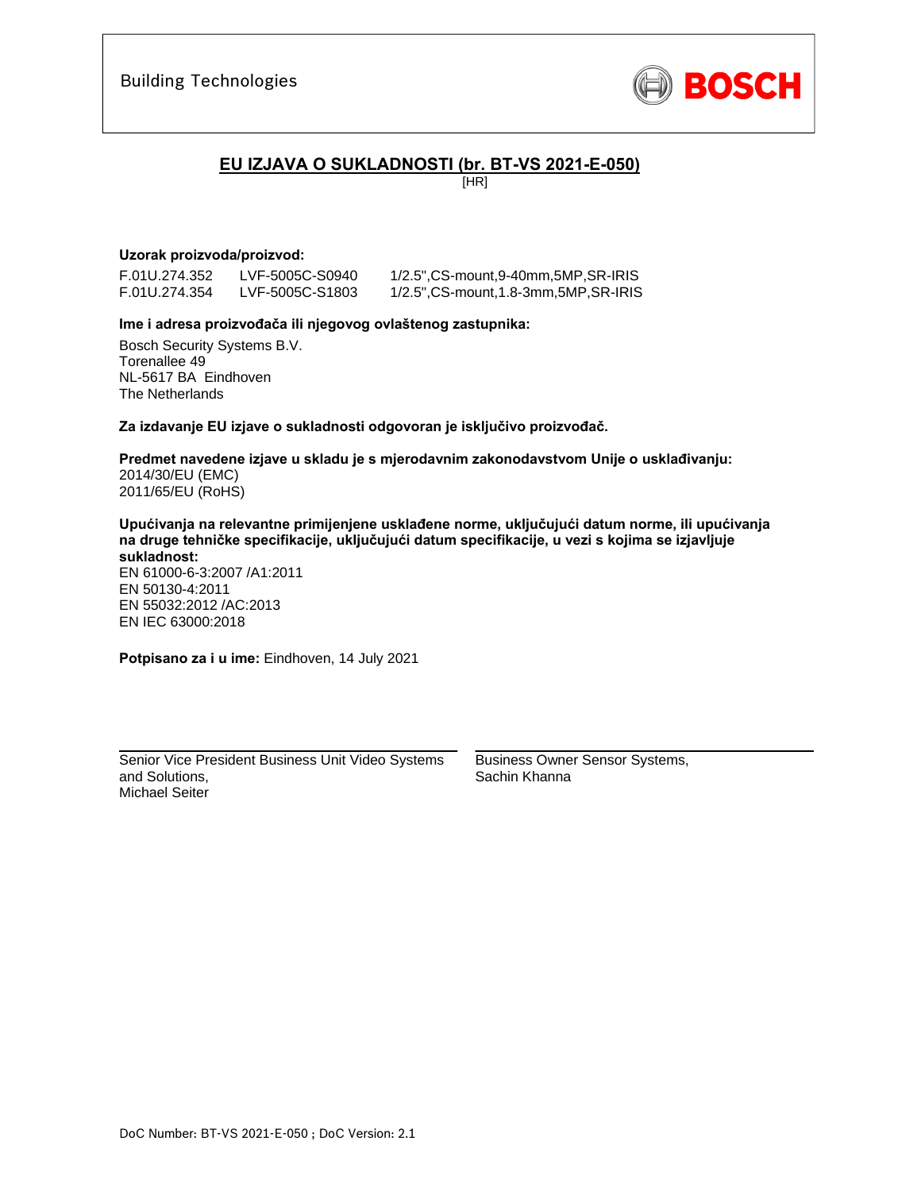Building Technologies

BOSCH

# EU IZJAVA O SUKLADNOSTI (br. BT-VS 2021-E-050)

[HR]

**Uzorak proizvoda/proizvod:**

| | | |
|---|---|---|
| F.01U.274.352 | LVF-5005C-S0940 | 1/2.5",CS-mount,9-40mm,5MP,SR-IRIS |
| F.01U.274.354 | LVF-5005C-S1803 | 1/2.5",CS-mount,1.8-3mm,5MP,SR-IRIS |

**Ime i adresa proizvođača ili njegovog ovlaštenog zastupnika:**

Bosch Security Systems B.V.
Torenallee 49
NL-5617 BA Eindhoven
The Netherlands

**Za izdavanje EU izjave o sukladnosti odgovoran je isključivo proizvođač.**

**Predmet navedene izjave u skladu je s mjerodavnim zakonodavstvom Unije o usklađivanju:**
2014/30/EU (EMC)
2011/65/EU (RoHS)

**Upućivanja na relevantne primijenjene usklađene norme, uključujući datum norme, ili upućivanja na druge tehničke specifikacije, uključujući datum specifikacije, u vezi s kojima se izjavljuje sukladnost:**
EN 61000-6-3:2007 /A1:2011
EN 50130-4:2011
EN 55032:2012 /AC:2013
EN IEC 63000:2018

**Potpisano za i u ime:** Eindhoven, 14 July 2021

Senior Vice President Business Unit Video Systems and Solutions,
Michael Seiter

Business Owner Sensor Systems,
Sachin Khanna

DoC Number: BT-VS 2021-E-050 ; DoC Version: 2.1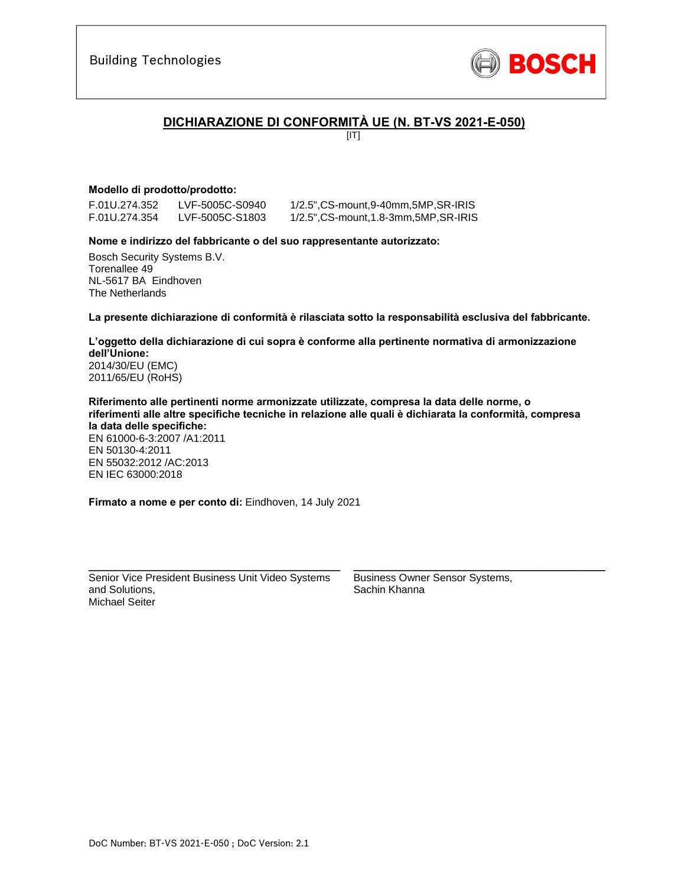Building Technologies

BOSCH

# DICHIARAZIONE DI CONFORMITÀ UE (N. BT-VS 2021-E-050)

[IT]

**Modello di prodotto/prodotto:**

| | | |
|---|---|---|
| F.01U.274.352 | LVF-5005C-S0940 | 1/2.5",CS-mount,9-40mm,5MP,SR-IRIS |
| F.01U.274.354 | LVF-5005C-S1803 | 1/2.5",CS-mount,1.8-3mm,5MP,SR-IRIS |

**Nome e indirizzo del fabbricante o del suo rappresentante autorizzato:**

Bosch Security Systems B.V.
Torenallee 49
NL-5617 BA Eindhoven
The Netherlands

**La presente dichiarazione di conformità è rilasciata sotto la responsabilità esclusiva del fabbricante.**

**L'oggetto della dichiarazione di cui sopra è conforme alla pertinente normativa di armonizzazione dell'Unione:**
2014/30/EU (EMC)
2011/65/EU (RoHS)

**Riferimento alle pertinenti norme armonizzate utilizzate, compresa la data delle norme, o riferimenti alle altre specifiche tecniche in relazione alle quali è dichiarata la conformità, compresa la data delle specifiche:**
EN 61000-6-3:2007 /A1:2011
EN 50130-4:2011
EN 55032:2012 /AC:2013
EN IEC 63000:2018

**Firmato a nome e per conto di:** Eindhoven, 14 July 2021

\_\_\_\_\_\_\_\_\_\_\_\_\_\_\_\_\_\_\_\_\_\_\_\_\_\_\_\_\_\_\_\_\_\_\_\_\_\_\_\_
Senior Vice President Business Unit Video Systems and Solutions,
Michael Seiter

\_\_\_\_\_\_\_\_\_\_\_\_\_\_\_\_\_\_\_\_\_\_\_\_\_\_\_\_\_\_\_\_\_\_\_\_\_\_\_\_
Business Owner Sensor Systems,
Sachin Khanna

DoC Number: BT-VS 2021-E-050 ; DoC Version: 2.1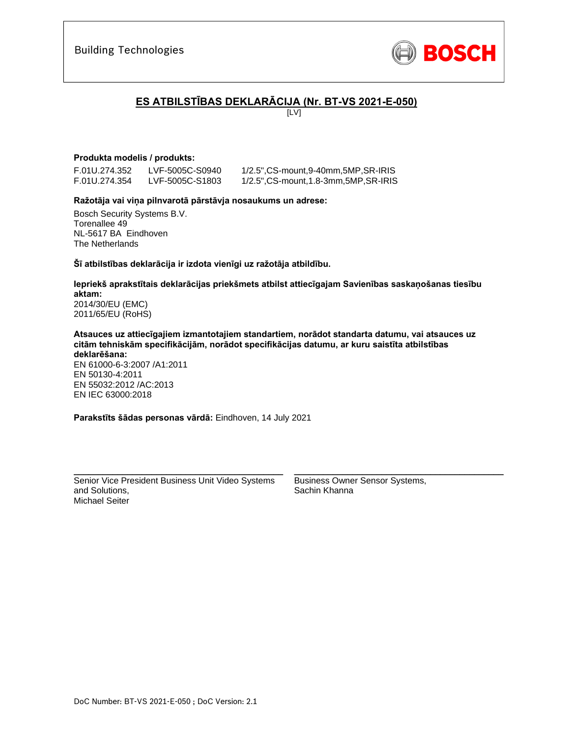Building Technologies

BOSCH

## ES ATBILSTĪBAS DEKLARĀCIJA (Nr. BT-VS 2021-E-050)

[LV]

**Produkta modelis / produkts:**

| | | |
|---|---|---|
| F.01U.274.352 | LVF-5005C-S0940 | 1/2.5",CS-mount,9-40mm,5MP,SR-IRIS |
| F.01U.274.354 | LVF-5005C-S1803 | 1/2.5",CS-mount,1.8-3mm,5MP,SR-IRIS |

**Ražotāja vai viņa pilnvarotā pārstāvja nosaukums un adrese:**

Bosch Security Systems B.V.
Torenallee 49
NL-5617 BA Eindhoven
The Netherlands

**Šī atbilstības deklarācija ir izdota vienīgi uz ražotāja atbildību.**

**Iepriekš aprakstītais deklarācijas priekšmets atbilst attiecīgajam Savienības saskaņošanas tiesību aktam:**
2014/30/EU (EMC)
2011/65/EU (RoHS)

**Atsauces uz attiecīgajiem izmantotajiem standartiem, norādot standarta datumu, vai atsauces uz citām tehniskām specifikācijām, norādot specifikācijas datumu, ar kuru saistīta atbilstības deklarēšana:**
EN 61000-6-3:2007 /A1:2011
EN 50130-4:2011
EN 55032:2012 /AC:2013
EN IEC 63000:2018

**Parakstīts šādas personas vārdā:** Eindhoven, 14 July 2021

Senior Vice President Business Unit Video Systems and Solutions,
Michael Seiter

Business Owner Sensor Systems,
Sachin Khanna

DoC Number: BT-VS 2021-E-050 ; DoC Version: 2.1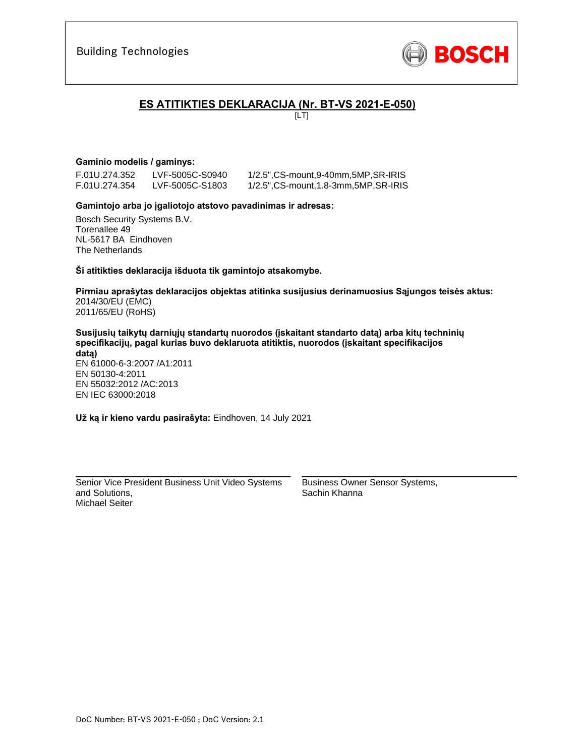Building Technologies

BOSCH

## ES ATITIKTIES DEKLARACIJA (Nr. BT-VS 2021-E-050)

[LT]

**Gaminio modelis / gaminys:**

| | | |
|---|---|---|
| F.01U.274.352 | LVF-5005C-S0940 | 1/2.5",CS-mount,9-40mm,5MP,SR-IRIS |
| F.01U.274.354 | LVF-5005C-S1803 | 1/2.5",CS-mount,1.8-3mm,5MP,SR-IRIS |

**Gamintojo arba jo įgaliotojo atstovo pavadinimas ir adresas:**

Bosch Security Systems B.V.
Torenallee 49
NL-5617 BA Eindhoven
The Netherlands

**Ši atitikties deklaracija išduota tik gamintojo atsakomybe.**

**Pirmiau aprašytas deklaracijos objektas atitinka susijusius derinamuosius Sąjungos teisės aktus:**
2014/30/EU (EMC)
2011/65/EU (RoHS)

**Susijusių taikytų darniųjų standartų nuorodos (įskaitant standarto datą) arba kitų techninių specifikacijų, pagal kurias buvo deklaruota atitiktis, nuorodos (įskaitant specifikacijos datą)**
EN 61000-6-3:2007 /A1:2011
EN 50130-4:2011
EN 55032:2012 /AC:2013
EN IEC 63000:2018

**Už ką ir kieno vardu pasirašyta:** Eindhoven, 14 July 2021

Senior Vice President Business Unit Video Systems and Solutions,
Michael Seiter

Business Owner Sensor Systems,
Sachin Khanna

DoC Number: BT-VS 2021-E-050 ; DoC Version: 2.1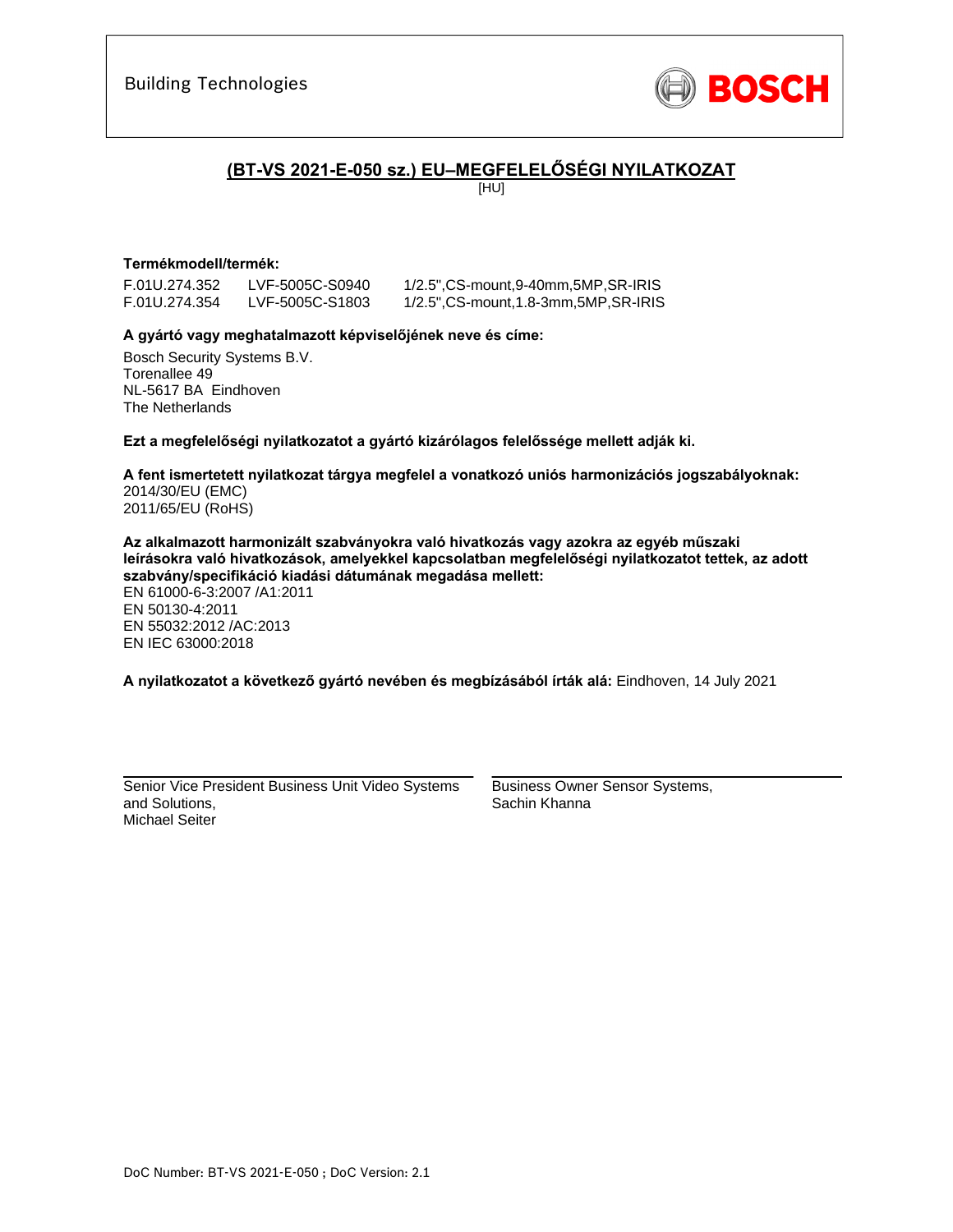Building Technologies

BOSCH

# (BT-VS 2021-E-050 sz.) EU–MEGFELELŐSÉGI NYILATKOZAT

[HU]

**Termékmodell/termék:**

| | | |
|---|---|---|
| F.01U.274.352 | LVF-5005C-S0940 | 1/2.5",CS-mount,9-40mm,5MP,SR-IRIS |
| F.01U.274.354 | LVF-5005C-S1803 | 1/2.5",CS-mount,1.8-3mm,5MP,SR-IRIS |

**A gyártó vagy meghatalmazott képviselőjének neve és címe:**

Bosch Security Systems B.V.
Torenallee 49
NL-5617 BA Eindhoven
The Netherlands

**Ezt a megfelelőségi nyilatkozatot a gyártó kizárólagos felelőssége mellett adják ki.**

**A fent ismertetett nyilatkozat tárgya megfelel a vonatkozó uniós harmonizációs jogszabályoknak:**
2014/30/EU (EMC)
2011/65/EU (RoHS)

**Az alkalmazott harmonizált szabványokra való hivatkozás vagy azokra az egyéb műszaki leírásokra való hivatkozások, amelyekkel kapcsolatban megfelelőségi nyilatkozatot tettek, az adott szabvány/specifikáció kiadási dátumának megadása mellett:**
EN 61000-6-3:2007 /A1:2011
EN 50130-4:2011
EN 55032:2012 /AC:2013
EN IEC 63000:2018

**A nyilatkozatot a következő gyártó nevében és megbízásából írták alá:** Eindhoven, 14 July 2021

Senior Vice President Business Unit Video Systems and Solutions,
Michael Seiter

Business Owner Sensor Systems,
Sachin Khanna

DoC Number: BT-VS 2021-E-050 ; DoC Version: 2.1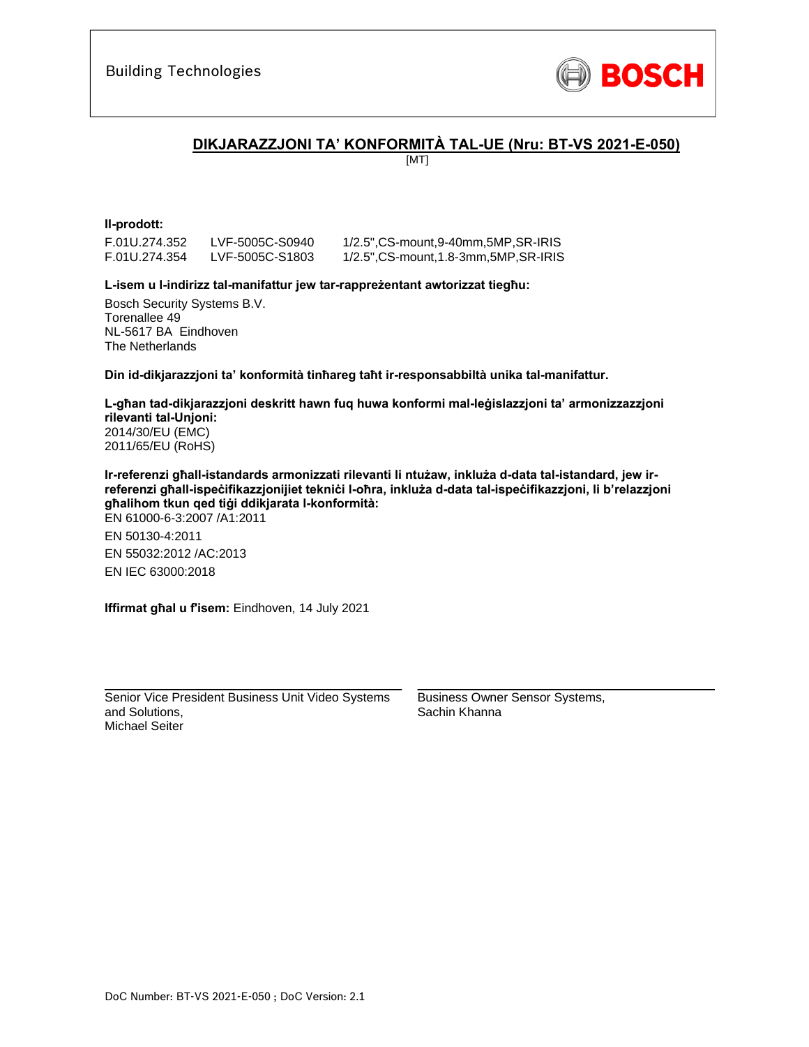Building Technologies

BOSCH

## DIKJARAZZJONI TA' KONFORMITÀ TAL-UE (Nru: BT-VS 2021-E-050)

[MT]

**Il-prodott:**

| | | |
|---|---|---|
| F.01U.274.352 | LVF-5005C-S0940 | 1/2.5",CS-mount,9-40mm,5MP,SR-IRIS |
| F.01U.274.354 | LVF-5005C-S1803 | 1/2.5",CS-mount,1.8-3mm,5MP,SR-IRIS |

**L-isem u l-indirizz tal-manifattur jew tar-rappreżentant awtorizzat tiegħu:**

Bosch Security Systems B.V.
Torenallee 49
NL-5617 BA Eindhoven
The Netherlands

**Din id-dikjarazzjoni ta' konformità tinħareg taħt ir-responsabbiltà unika tal-manifattur.**

**L-għan tad-dikjarazzjoni deskritt hawn fuq huwa konformi mal-leġislazzjoni ta' armonizzazzjoni rilevanti tal-Unjoni:**
2014/30/EU (EMC)
2011/65/EU (RoHS)

**Ir-referenzi għall-istandards armonizzati rilevanti li ntużaw, inkluża d-data tal-istandard, jew ir-referenzi għall-ispeċifikazzjonijiet tekniċi l-oħra, inkluża d-data tal-ispeċifikazzjoni, li b'relazzjoni għalihom tkun qed tiġi ddikjarata l-konformità:**
EN 61000-6-3:2007 /A1:2011

EN 50130-4:2011

EN 55032:2012 /AC:2013

EN IEC 63000:2018

**Iffirmat għal u f'isem:** Eindhoven, 14 July 2021

Senior Vice President Business Unit Video Systems and Solutions,
Michael Seiter

Business Owner Sensor Systems,
Sachin Khanna

DoC Number: BT-VS 2021-E-050 ; DoC Version: 2.1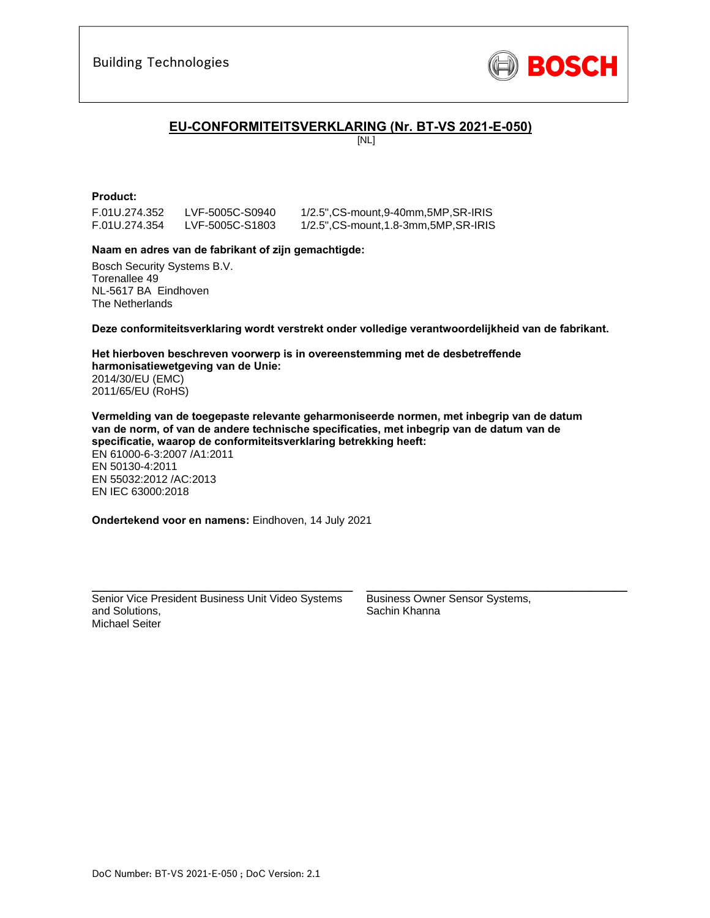Building Technologies

BOSCH

# EU-CONFORMITEITSVERKLARING (Nr. BT-VS 2021-E-050)

[NL]

**Product:**

| | | |
|---|---|---|
| F.01U.274.352 | LVF-5005C-S0940 | 1/2.5",CS-mount,9-40mm,5MP,SR-IRIS |
| F.01U.274.354 | LVF-5005C-S1803 | 1/2.5",CS-mount,1.8-3mm,5MP,SR-IRIS |

**Naam en adres van de fabrikant of zijn gemachtigde:**

Bosch Security Systems B.V.
Torenallee 49
NL-5617 BA Eindhoven
The Netherlands

**Deze conformiteitsverklaring wordt verstrekt onder volledige verantwoordelijkheid van de fabrikant.**

**Het hierboven beschreven voorwerp is in overeenstemming met de desbetreffende harmonisatiewetgeving van de Unie:**
2014/30/EU (EMC)
2011/65/EU (RoHS)

**Vermelding van de toegepaste relevante geharmoniseerde normen, met inbegrip van de datum van de norm, of van de andere technische specificaties, met inbegrip van de datum van de specificatie, waarop de conformiteitsverklaring betrekking heeft:**
EN 61000-6-3:2007 /A1:2011
EN 50130-4:2011
EN 55032:2012 /AC:2013
EN IEC 63000:2018

**Ondertekend voor en namens:** Eindhoven, 14 July 2021

\_\_\_\_\_\_\_\_\_\_\_\_\_\_\_\_\_\_\_\_\_\_\_\_\_\_\_\_\_\_\_\_\_\_\_\_\_\_\_\_
Senior Vice President Business Unit Video Systems and Solutions,
Michael Seiter

\_\_\_\_\_\_\_\_\_\_\_\_\_\_\_\_\_\_\_\_\_\_\_\_\_\_\_\_\_\_\_\_\_\_\_\_\_\_\_\_
Business Owner Sensor Systems,
Sachin Khanna

DoC Number: BT-VS 2021-E-050 ; DoC Version: 2.1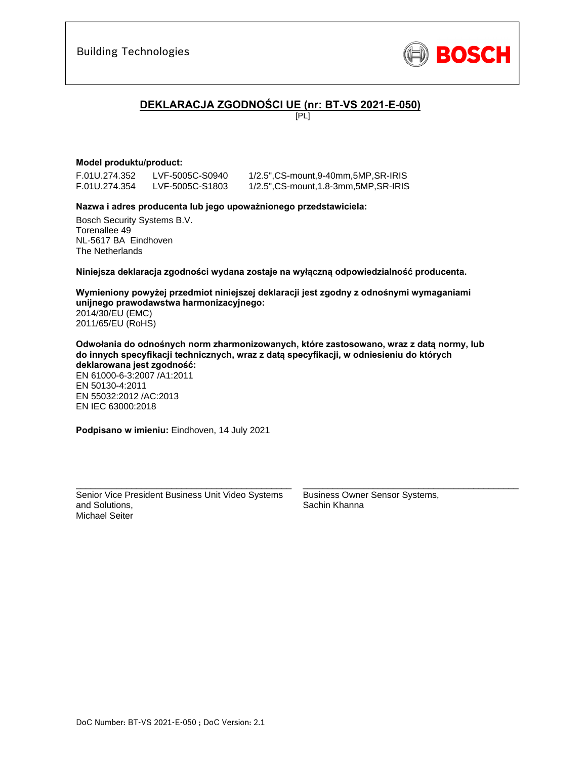Building Technologies

BOSCH

## DEKLARACJA ZGODNOŚCI UE (nr: BT-VS 2021-E-050)

[PL]

**Model produktu/product:**

| | | |
|---|---|---|
| F.01U.274.352 | LVF-5005C-S0940 | 1/2.5",CS-mount,9-40mm,5MP,SR-IRIS |
| F.01U.274.354 | LVF-5005C-S1803 | 1/2.5",CS-mount,1.8-3mm,5MP,SR-IRIS |

**Nazwa i adres producenta lub jego upoważnionego przedstawiciela:**

Bosch Security Systems B.V.
Torenallee 49
NL-5617 BA Eindhoven
The Netherlands

**Niniejsza deklaracja zgodności wydana zostaje na wyłączną odpowiedzialność producenta.**

**Wymieniony powyżej przedmiot niniejszej deklaracji jest zgodny z odnośnymi wymaganiami unijnego prawodawstwa harmonizacyjnego:**
2014/30/EU (EMC)
2011/65/EU (RoHS)

**Odwołania do odnośnych norm zharmonizowanych, które zastosowano, wraz z datą normy, lub do innych specyfikacji technicznych, wraz z datą specyfikacji, w odniesieniu do których deklarowana jest zgodność:**
EN 61000-6-3:2007 /A1:2011
EN 50130-4:2011
EN 55032:2012 /AC:2013
EN IEC 63000:2018

**Podpisano w imieniu:** Eindhoven, 14 July 2021

Senior Vice President Business Unit Video Systems and Solutions,
Michael Seiter

Business Owner Sensor Systems,
Sachin Khanna

DoC Number: BT-VS 2021-E-050 ; DoC Version: 2.1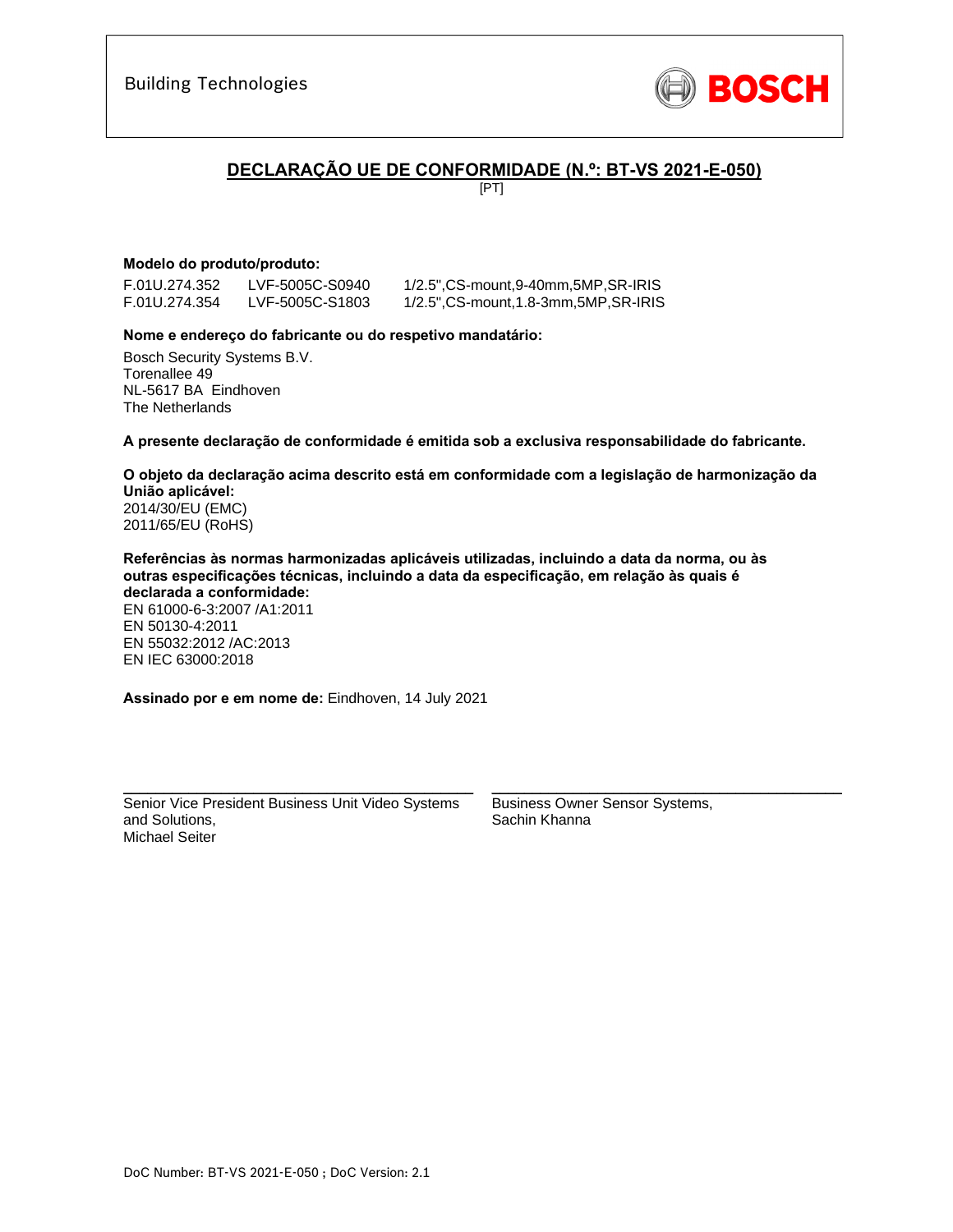Building Technologies

BOSCH

## DECLARAÇÃO UE DE CONFORMIDADE (N.º: BT-VS 2021-E-050)

[PT]

**Modelo do produto/produto:**

| | | |
|---|---|---|
| F.01U.274.352 | LVF-5005C-S0940 | 1/2.5",CS-mount,9-40mm,5MP,SR-IRIS |
| F.01U.274.354 | LVF-5005C-S1803 | 1/2.5",CS-mount,1.8-3mm,5MP,SR-IRIS |

**Nome e endereço do fabricante ou do respetivo mandatário:**

Bosch Security Systems B.V.
Torenallee 49
NL-5617 BA Eindhoven
The Netherlands

**A presente declaração de conformidade é emitida sob a exclusiva responsabilidade do fabricante.**

**O objeto da declaração acima descrito está em conformidade com a legislação de harmonização da União aplicável:**
2014/30/EU (EMC)
2011/65/EU (RoHS)

**Referências às normas harmonizadas aplicáveis utilizadas, incluindo a data da norma, ou às outras especificações técnicas, incluindo a data da especificação, em relação às quais é declarada a conformidade:**
EN 61000-6-3:2007 /A1:2011
EN 50130-4:2011
EN 55032:2012 /AC:2013
EN IEC 63000:2018

**Assinado por e em nome de:** Eindhoven, 14 July 2021

Senior Vice President Business Unit Video Systems and Solutions,
Michael Seiter

Business Owner Sensor Systems,
Sachin Khanna

DoC Number: BT-VS 2021-E-050 ; DoC Version: 2.1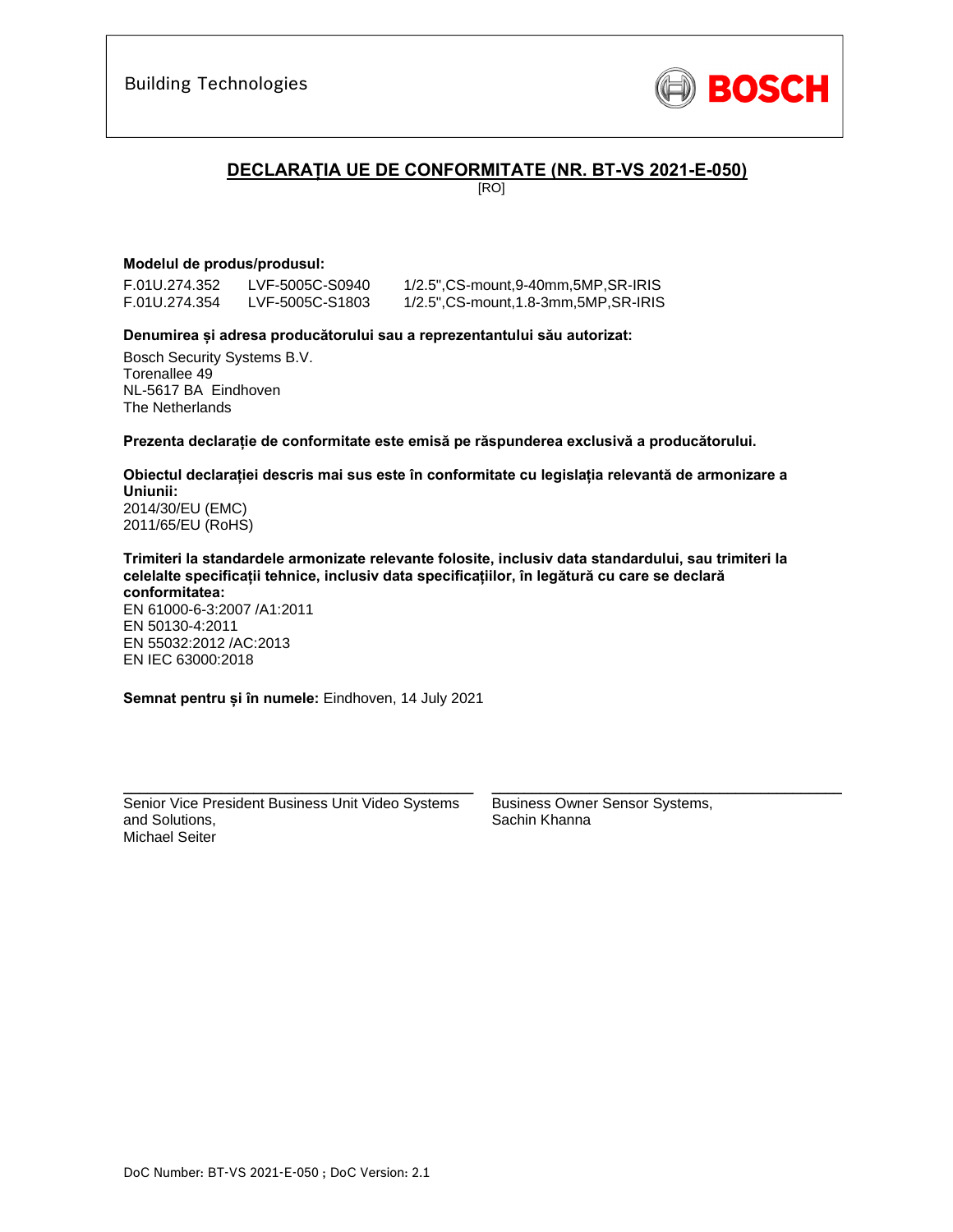Building Technologies

BOSCH

## DECLARAȚIA UE DE CONFORMITATE (NR. BT-VS 2021-E-050)

[RO]

**Modelul de produs/produsul:**

| | | |
|---|---|---|
| F.01U.274.352 | LVF-5005C-S0940 | 1/2.5",CS-mount,9-40mm,5MP,SR-IRIS |
| F.01U.274.354 | LVF-5005C-S1803 | 1/2.5",CS-mount,1.8-3mm,5MP,SR-IRIS |

**Denumirea și adresa producătorului sau a reprezentantului său autorizat:**

Bosch Security Systems B.V.
Torenallee 49
NL-5617 BA Eindhoven
The Netherlands

**Prezenta declarație de conformitate este emisă pe răspunderea exclusivă a producătorului.**

**Obiectul declarației descris mai sus este în conformitate cu legislația relevantă de armonizare a Uniunii:**
2014/30/EU (EMC)
2011/65/EU (RoHS)

**Trimiteri la standardele armonizate relevante folosite, inclusiv data standardului, sau trimiteri la celelalte specificații tehnice, inclusiv data specificațiilor, în legătură cu care se declară conformitatea:**
EN 61000-6-3:2007 /A1:2011
EN 50130-4:2011
EN 55032:2012 /AC:2013
EN IEC 63000:2018

**Semnat pentru și în numele:** Eindhoven, 14 July 2021

Senior Vice President Business Unit Video Systems and Solutions,
Michael Seiter

Business Owner Sensor Systems,
Sachin Khanna

DoC Number: BT-VS 2021-E-050 ; DoC Version: 2.1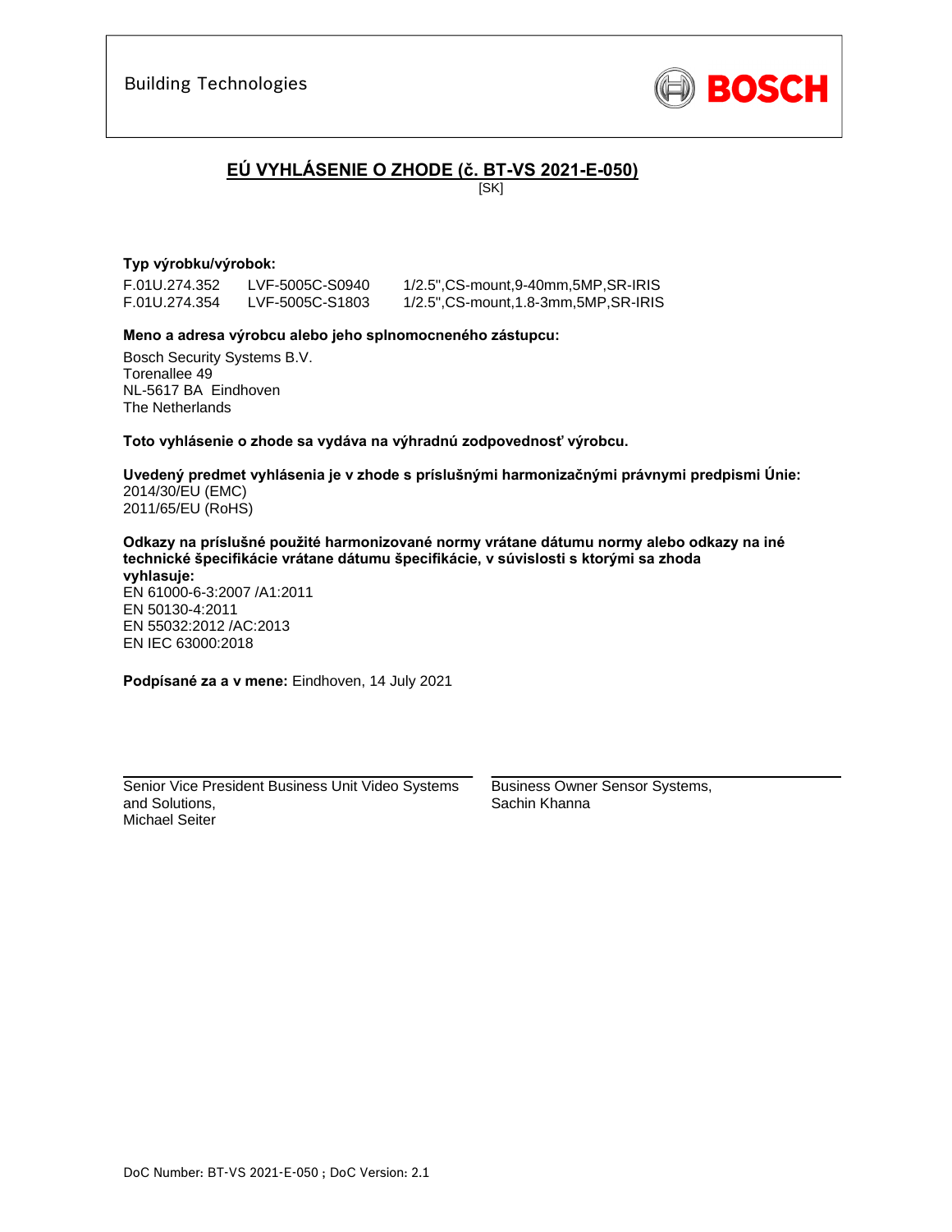Building Technologies

BOSCH

## EÚ VYHLÁSENIE O ZHODE (č. BT-VS 2021-E-050)

[SK]

**Typ výrobku/výrobok:**

| | | |
|---|---|---|
| F.01U.274.352 | LVF-5005C-S0940 | 1/2.5",CS-mount,9-40mm,5MP,SR-IRIS |
| F.01U.274.354 | LVF-5005C-S1803 | 1/2.5",CS-mount,1.8-3mm,5MP,SR-IRIS |

**Meno a adresa výrobcu alebo jeho splnomocneného zástupcu:**

Bosch Security Systems B.V.  
Torenallee 49  
NL-5617 BA Eindhoven  
The Netherlands

**Toto vyhlásenie o zhode sa vydáva na výhradnú zodpovednosť výrobcu.**

**Uvedený predmet vyhlásenia je v zhode s príslušnými harmonizačnými právnymi predpismi Únie:**  
2014/30/EU (EMC)  
2011/65/EU (RoHS)

**Odkazy na príslušné použité harmonizované normy vrátane dátumu normy alebo odkazy na iné technické špecifikácie vrátane dátumu špecifikácie, v súvislosti s ktorými sa zhoda vyhlasuje:**  
EN 61000-6-3:2007 /A1:2011  
EN 50130-4:2011  
EN 55032:2012 /AC:2013  
EN IEC 63000:2018

**Podpísané za a v mene:** Eindhoven, 14 July 2021

Senior Vice President Business Unit Video Systems and Solutions,  
Michael Seiter

Business Owner Sensor Systems,  
Sachin Khanna

DoC Number: BT-VS 2021-E-050 ; DoC Version: 2.1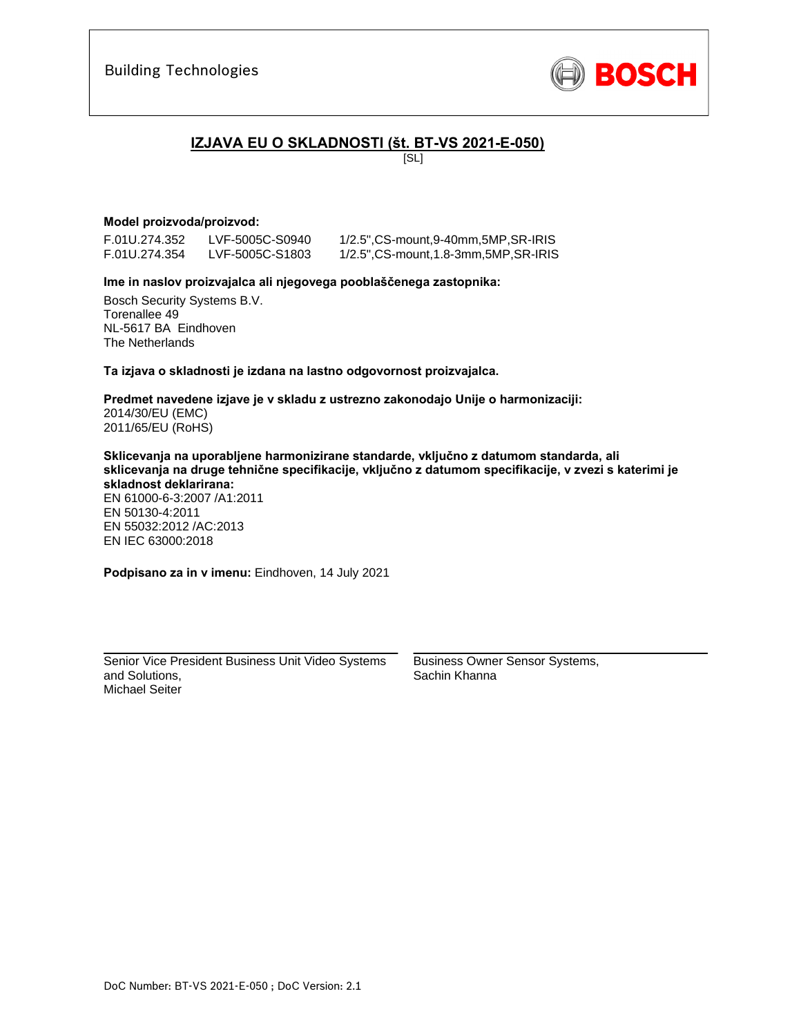Building Technologies

BOSCH

# IZJAVA EU O SKLADNOSTI (št. BT-VS 2021-E-050)

[SL]

**Model proizvoda/proizvod:**

| | | |
|---|---|---|
| F.01U.274.352 | LVF-5005C-S0940 | 1/2.5",CS-mount,9-40mm,5MP,SR-IRIS |
| F.01U.274.354 | LVF-5005C-S1803 | 1/2.5",CS-mount,1.8-3mm,5MP,SR-IRIS |

**Ime in naslov proizvajalca ali njegovega pooblaščenega zastopnika:**

Bosch Security Systems B.V.
Torenallee 49
NL-5617 BA Eindhoven
The Netherlands

**Ta izjava o skladnosti je izdana na lastno odgovornost proizvajalca.**

**Predmet navedene izjave je v skladu z ustrezno zakonodajo Unije o harmonizaciji:**
2014/30/EU (EMC)
2011/65/EU (RoHS)

**Sklicevanja na uporabljene harmonizirane standarde, vključno z datumom standarda, ali sklicevanja na druge tehnične specifikacije, vključno z datumom specifikacije, v zvezi s katerimi je skladnost deklarirana:**
EN 61000-6-3:2007 /A1:2011
EN 50130-4:2011
EN 55032:2012 /AC:2013
EN IEC 63000:2018

**Podpisano za in v imenu:** Eindhoven, 14 July 2021

Senior Vice President Business Unit Video Systems and Solutions,
Michael Seiter

Business Owner Sensor Systems,
Sachin Khanna

DoC Number: BT-VS 2021-E-050 ; DoC Version: 2.1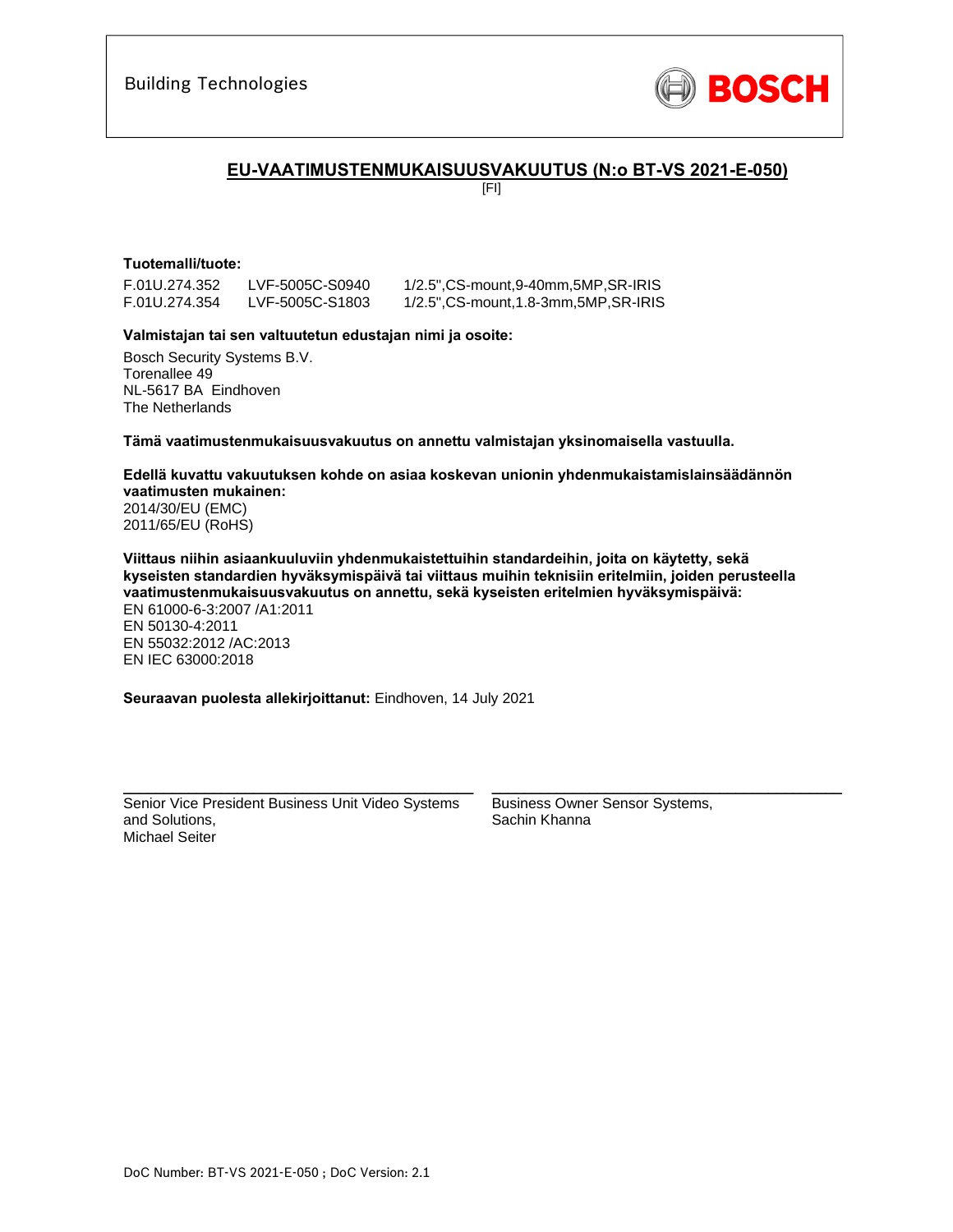Building Technologies

BOSCH

## EU-VAATIMUSTENMUKAISUUSVAKUUTUS (N:o BT-VS 2021-E-050)

[FI]

**Tuotemalli/tuote:**

| | | |
|---|---|---|
| F.01U.274.352 | LVF-5005C-S0940 | 1/2.5",CS-mount,9-40mm,5MP,SR-IRIS |
| F.01U.274.354 | LVF-5005C-S1803 | 1/2.5",CS-mount,1.8-3mm,5MP,SR-IRIS |

**Valmistajan tai sen valtuutetun edustajan nimi ja osoite:**

Bosch Security Systems B.V.
Torenallee 49
NL-5617 BA Eindhoven
The Netherlands

**Tämä vaatimustenmukaisuusvakuutus on annettu valmistajan yksinomaisella vastuulla.**

**Edellä kuvattu vakuutuksen kohde on asiaa koskevan unionin yhdenmukaistamislainsäädännön vaatimusten mukainen:**
2014/30/EU (EMC)
2011/65/EU (RoHS)

**Viittaus niihin asiaankuuluviin yhdenmukaistettuihin standardeihin, joita on käytetty, sekä kyseisten standardien hyväksymispäivä tai viittaus muihin teknisiin eritelmiin, joiden perusteella vaatimustenmukaisuusvakuutus on annettu, sekä kyseisten eritelmien hyväksymispäivä:**
EN 61000-6-3:2007 /A1:2011
EN 50130-4:2011
EN 55032:2012 /AC:2013
EN IEC 63000:2018

**Seuraavan puolesta allekirjoittanut:** Eindhoven, 14 July 2021

\_\_\_\_\_\_\_\_\_\_\_\_\_\_\_\_\_\_\_\_\_\_\_\_\_\_\_\_\_\_\_\_\_\_\_\_\_\_\_\_
Senior Vice President Business Unit Video Systems and Solutions,
Michael Seiter

\_\_\_\_\_\_\_\_\_\_\_\_\_\_\_\_\_\_\_\_\_\_\_\_\_\_\_\_\_\_\_\_\_\_\_\_\_\_\_\_
Business Owner Sensor Systems,
Sachin Khanna

DoC Number: BT-VS 2021-E-050 ; DoC Version: 2.1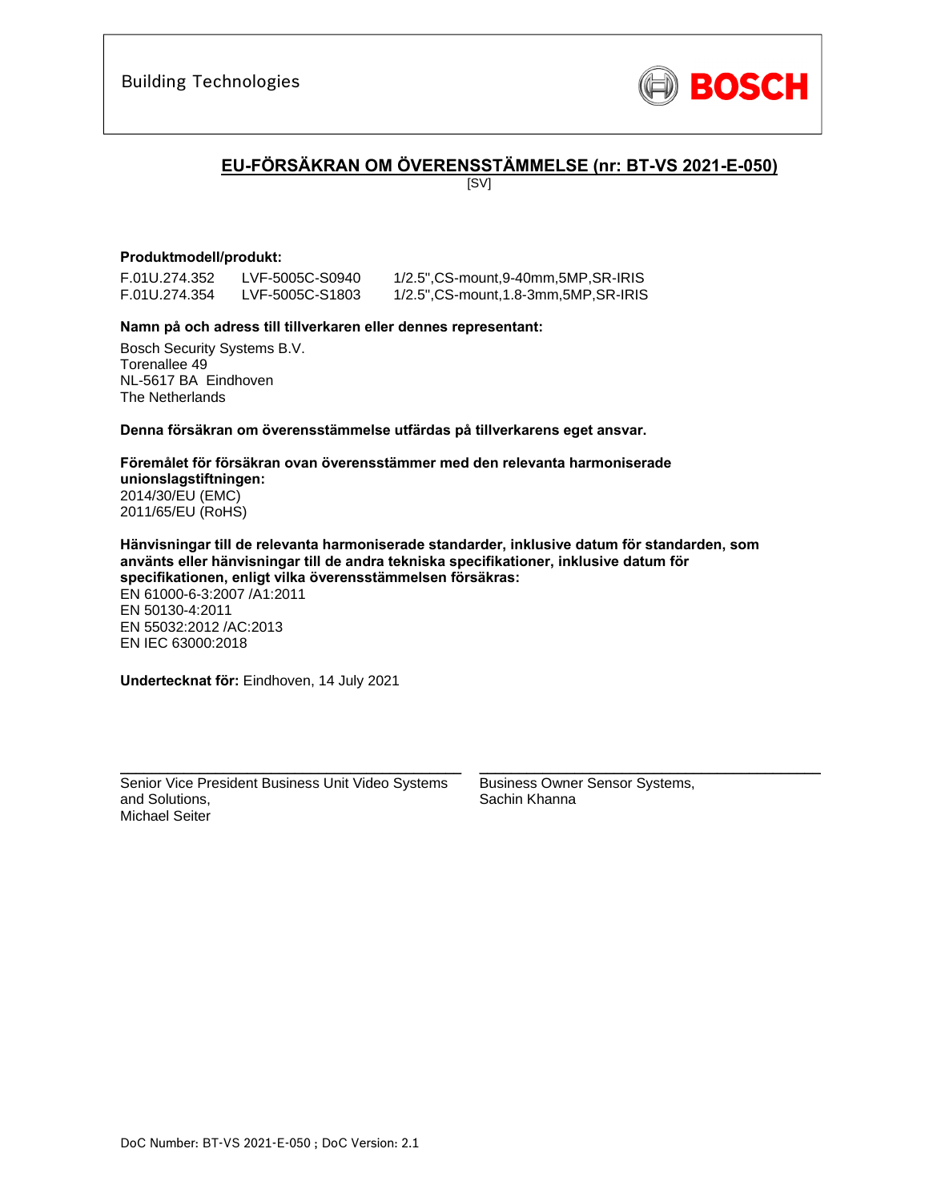Building Technologies

BOSCH

## EU-FÖRSÄKRAN OM ÖVERENSSTÄMMELSE (nr: BT-VS 2021-E-050)

[SV]

**Produktmodell/produkt:**

| | | |
|---|---|---|
| F.01U.274.352 | LVF-5005C-S0940 | 1/2.5",CS-mount,9-40mm,5MP,SR-IRIS |
| F.01U.274.354 | LVF-5005C-S1803 | 1/2.5",CS-mount,1.8-3mm,5MP,SR-IRIS |

**Namn på och adress till tillverkaren eller dennes representant:**

Bosch Security Systems B.V.
Torenallee 49
NL-5617 BA Eindhoven
The Netherlands

**Denna försäkran om överensstämmelse utfärdas på tillverkarens eget ansvar.**

**Föremålet för försäkran ovan överensstämmer med den relevanta harmoniserade unionslagstiftningen:**
2014/30/EU (EMC)
2011/65/EU (RoHS)

**Hänvisningar till de relevanta harmoniserade standarder, inklusive datum för standarden, som använts eller hänvisningar till de andra tekniska specifikationer, inklusive datum för specifikationen, enligt vilka överensstämmelsen försäkras:**
EN 61000-6-3:2007 /A1:2011
EN 50130-4:2011
EN 55032:2012 /AC:2013
EN IEC 63000:2018

**Undertecknat för:** Eindhoven, 14 July 2021

Senior Vice President Business Unit Video Systems and Solutions,
Michael Seiter

Business Owner Sensor Systems,
Sachin Khanna

DoC Number: BT-VS 2021-E-050 ; DoC Version: 2.1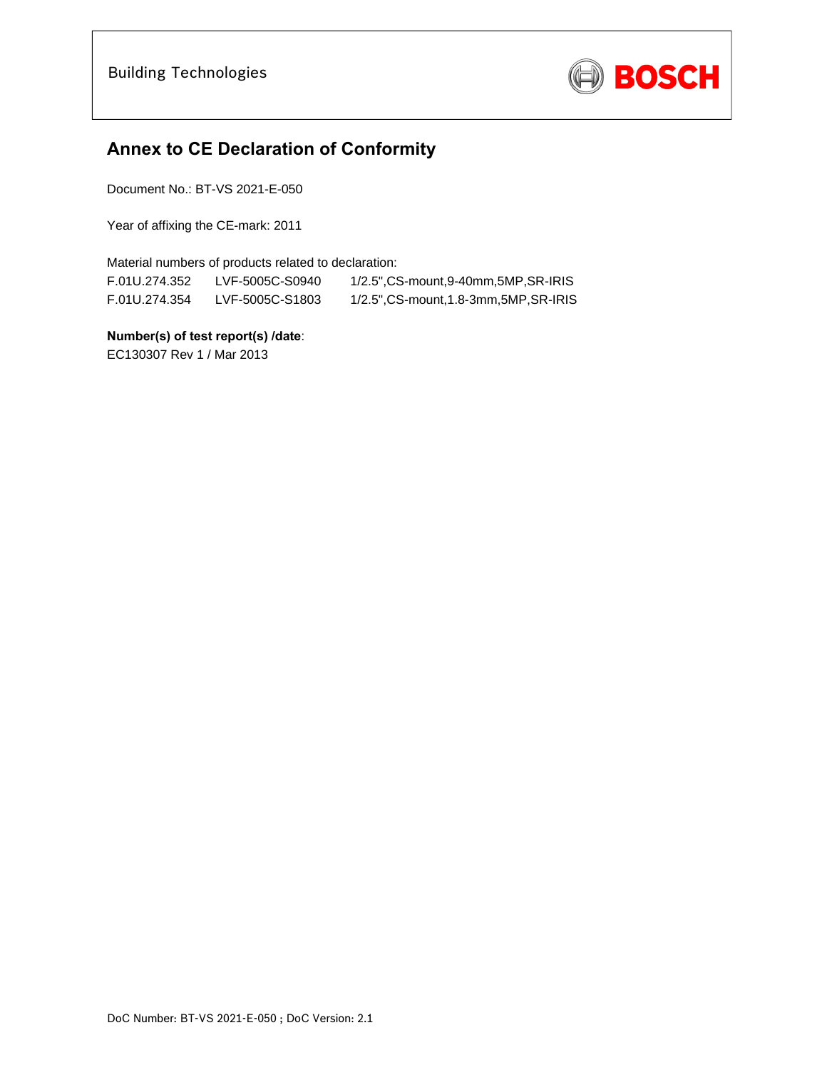Building Technologies

BOSCH

# Annex to CE Declaration of Conformity

Document No.: BT-VS 2021-E-050

Year of affixing the CE-mark: 2011

Material numbers of products related to declaration:

| | | |
|---|---|---|
| F.01U.274.352 | LVF-5005C-S0940 | 1/2.5",CS-mount,9-40mm,5MP,SR-IRIS |
| F.01U.274.354 | LVF-5005C-S1803 | 1/2.5",CS-mount,1.8-3mm,5MP,SR-IRIS |

**Number(s) of test report(s) /date**:
EC130307 Rev 1 / Mar 2013

DoC Number: BT-VS 2021-E-050 ; DoC Version: 2.1